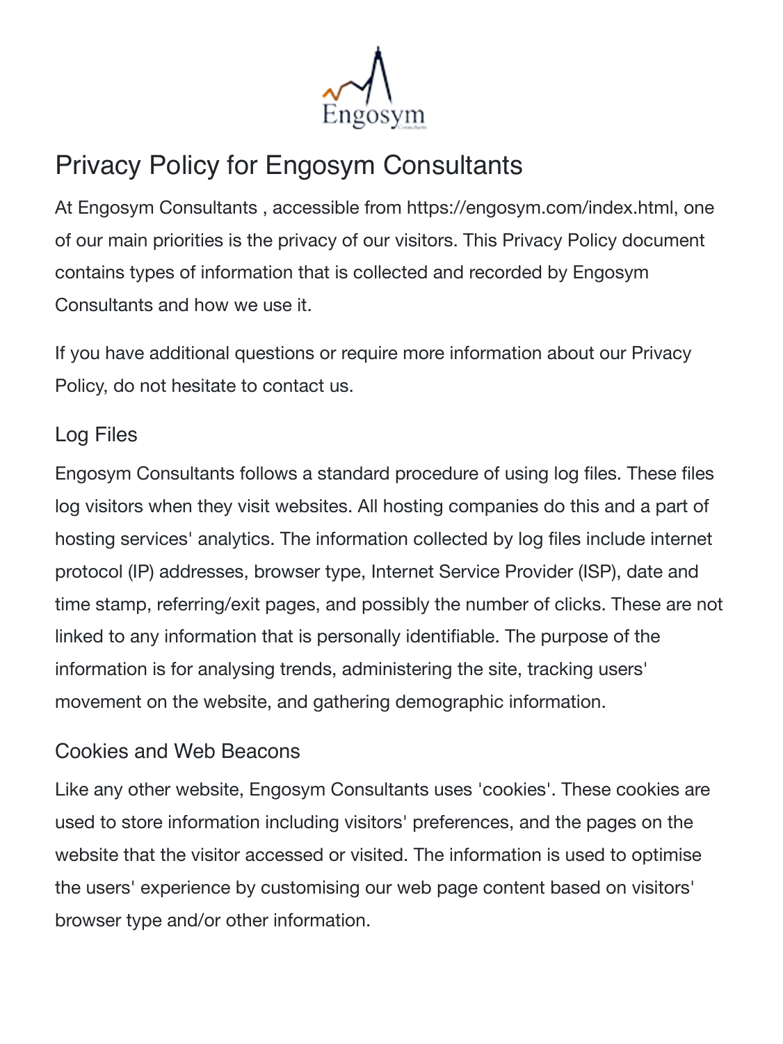# Privacy Policy for Engosym Consultants

At Engosym Consultants , accessible from https://engosym.com/index.html, one of our main priorities is the privacy of our visitors. This Privacy Policy document contains types of information that is collected and recorded by Engosym Consultants and how we use it.

If you have additional questions or require more information about our Privacy Policy, do not hesitate to contact us.

## Log Files

Engosym Consultants follows a standard procedure of using log files. These files log visitors when they visit websites. All hosting companies do this and a part of hosting services' analytics. The information collected by log files include internet protocol (IP) addresses, browser type, Internet Service Provider (ISP), date and time stamp, referring/exit pages, and possibly the number of clicks. These are not linked to any information that is personally identifiable. The purpose of the information is for analysing trends, administering the site, tracking users' movement on the website, and gathering demographic information.

## Cookies and Web Beacons

Like any other website, Engosym Consultants uses 'cookies'. These cookies are used to store information including visitors' preferences, and the pages on the website that the visitor accessed or visited. The information is used to optimise the users' experience by customising our web page content based on visitors' browser type and/or other information.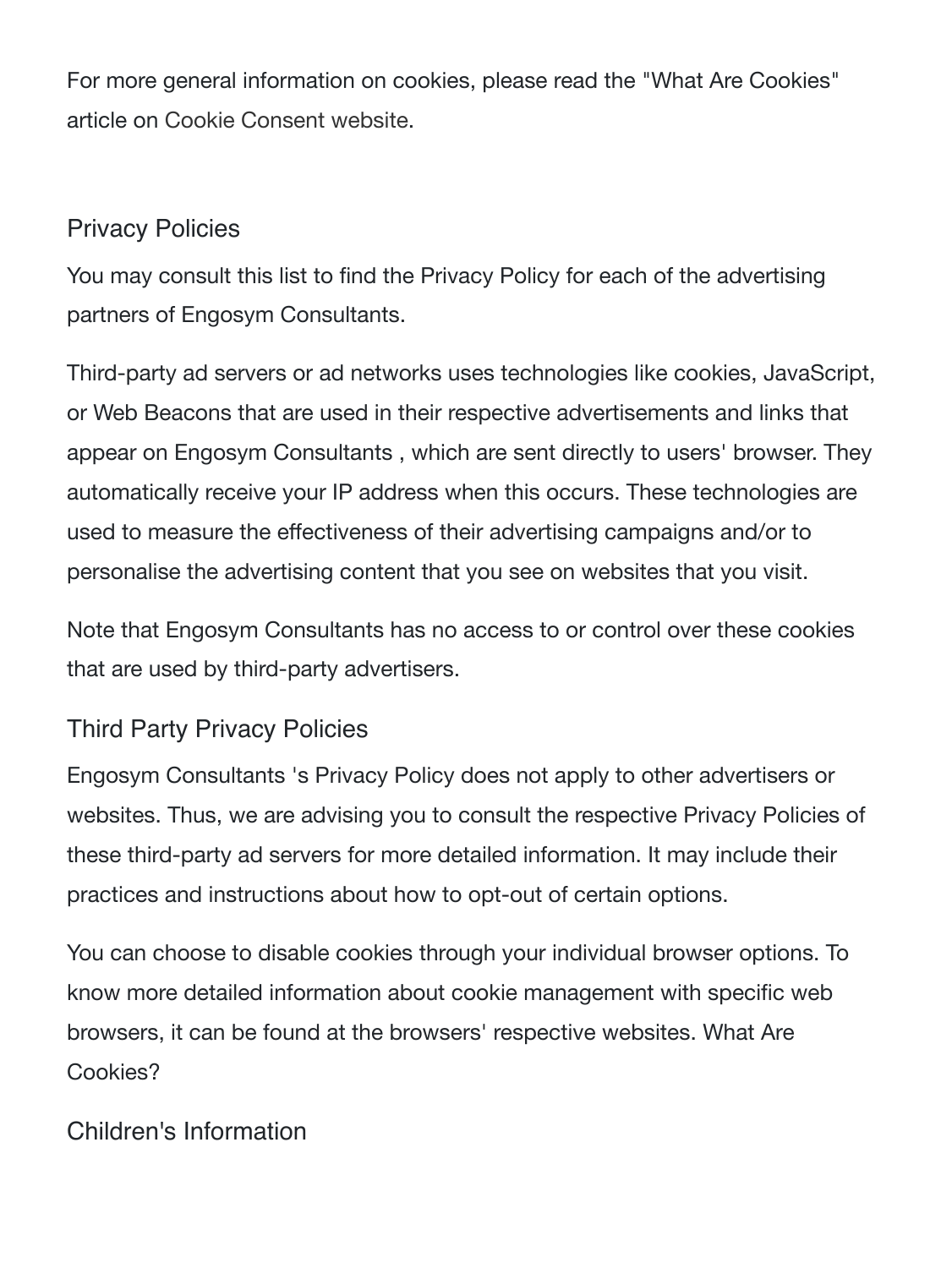For more general information on cookies, please read the "What Are Cookies" article on Cookie Consent website.

## Privacy Policies

You may consult this list to find the Privacy Policy for each of the advertising partners of Engosym Consultants.

Third-party ad servers or ad networks uses technologies like cookies, JavaScript, or Web Beacons that are used in their respective advertisements and links that appear on Engosym Consultants , which are sent directly to users' browser. They automatically receive your IP address when this occurs. These technologies are used to measure the effectiveness of their advertising campaigns and/or to personalise the advertising content that you see on websites that you visit.

Note that Engosym Consultants has no access to or control over these cookies that are used by third-party advertisers.

## Third Party Privacy Policies

Engosym Consultants 's Privacy Policy does not apply to other advertisers or websites. Thus, we are advising you to consult the respective Privacy Policies of these third-party ad servers for more detailed information. It may include their practices and instructions about how to opt-out of certain options.

You can choose to disable cookies through your individual browser options. To know more detailed information about cookie management with specific web browsers, it can be found at the browsers' respective websites. What Are Cookies?

## Children's Information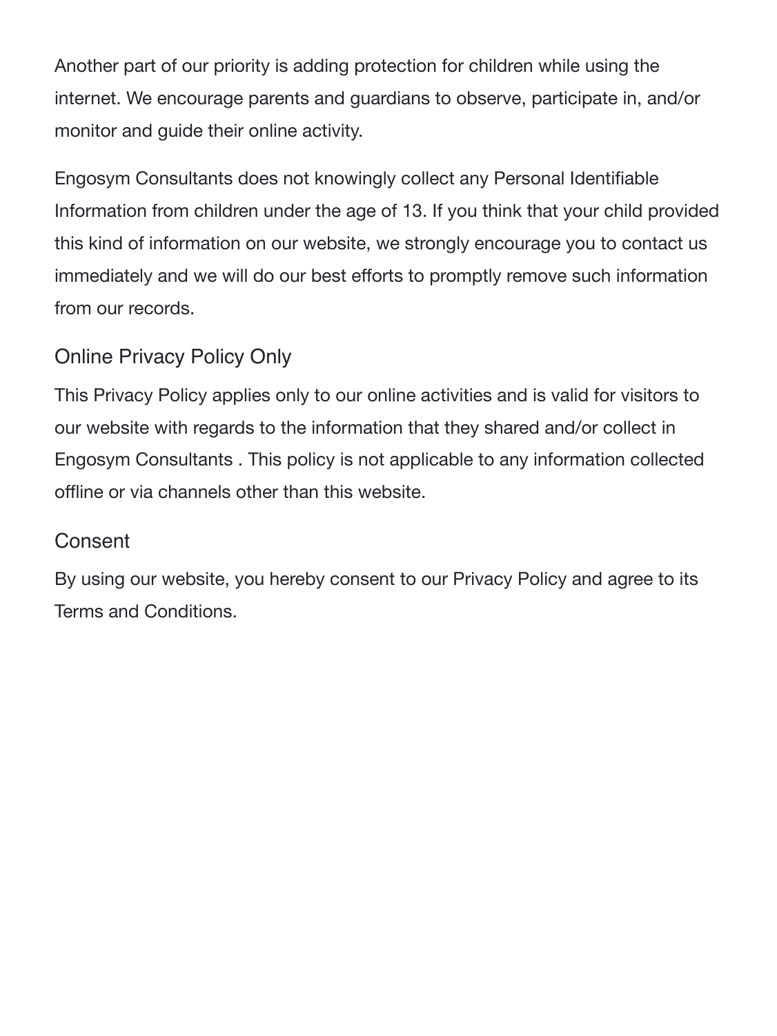Another part of our priority is adding protection for children while using the internet. We encourage parents and guardians to observe, participate in, and/or monitor and guide their online activity.

Engosym Consultants does not knowingly collect any Personal Identifiable Information from children under the age of 13. If you think that your child provided this kind of information on our website, we strongly encourage you to contact us immediately and we will do our best efforts to promptly remove such information from our records.

## Online Privacy Policy Only

This Privacy Policy applies only to our online activities and is valid for visitors to our website with regards to the information that they shared and/or collect in Engosym Consultants . This policy is not applicable to any information collected offline or via channels other than this website.

## Consent

By using our website, you hereby consent to our Privacy Policy and agree to its Terms and Conditions.